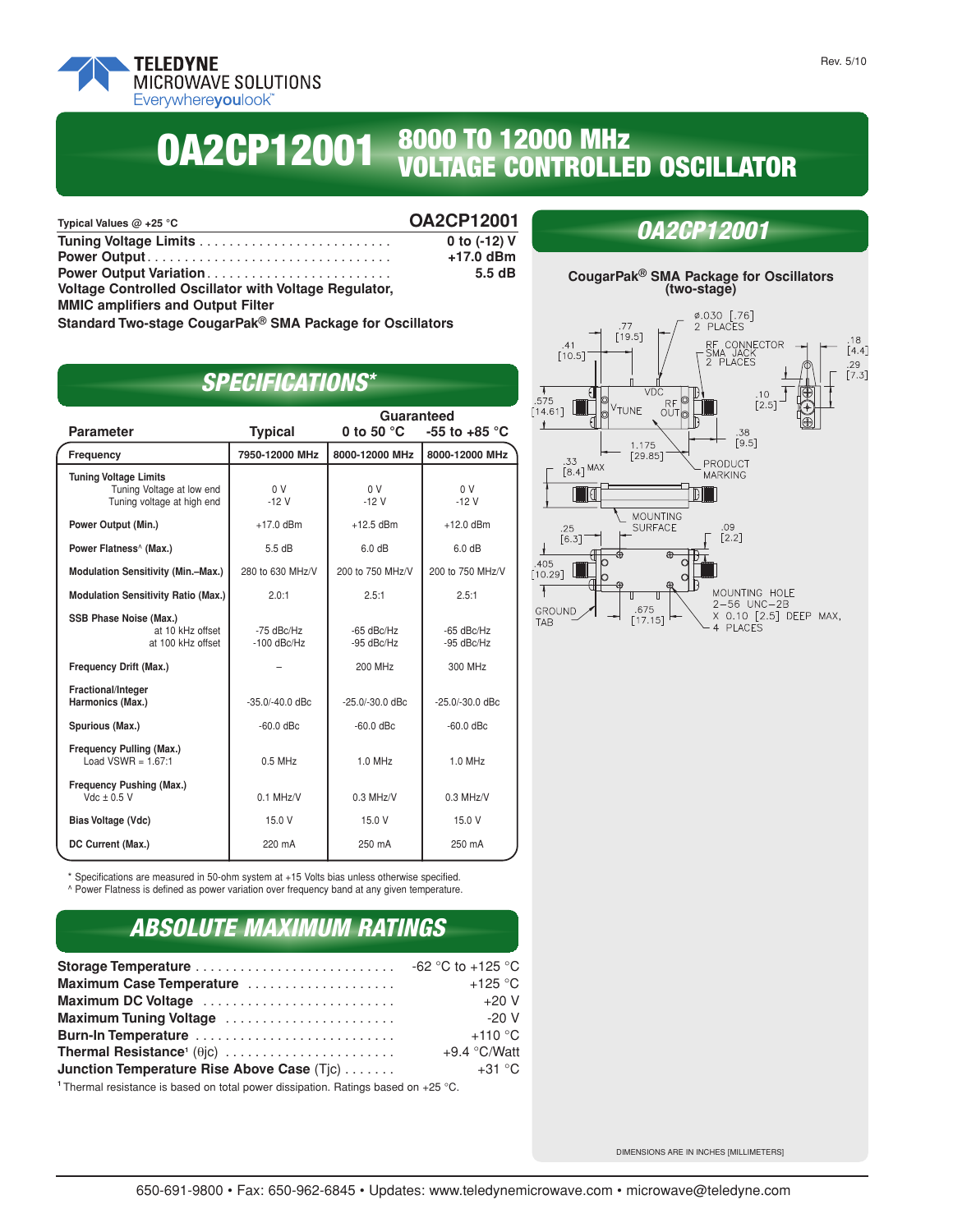TELEDYNE
MICROWAVE SOLUTIONS
Everywhereyoulook™

Rev. 5/10

# OA2CP12001 8000 TO 12000 MHz VOLTAGE CONTROLLED OSCILLATOR

| Typical Values @ +25 °C | OA2CP12001 |
|---|---|
| **Tuning Voltage Limits** | **0 to (-12) V** |
| **Power Output** | **+17.0 dBm** |
| **Power Output Variation** | **5.5 dB** |

**Voltage Controlled Oscillator with Voltage Regulator, MMIC amplifiers and Output Filter**

**Standard Two-stage CougarPak® SMA Package for Oscillators**

## SPECIFICATIONS*

| Parameter | Typical | Guaranteed 0 to 50 °C | Guaranteed -55 to +85 °C |
|---|---|---|---|
| **Frequency** | 7950-12000 MHz | 8000-12000 MHz | 8000-12000 MHz |
| **Tuning Voltage Limits** | | | |
| Tuning Voltage at low end | 0 V | 0 V | 0 V |
| Tuning voltage at high end | -12 V | -12 V | -12 V |
| **Power Output (Min.)** | +17.0 dBm | +12.5 dBm | +12.0 dBm |
| **Power Flatness^ (Max.)** | 5.5 dB | 6.0 dB | 6.0 dB |
| **Modulation Sensitivity (Min.–Max.)** | 280 to 630 MHz/V | 200 to 750 MHz/V | 200 to 750 MHz/V |
| **Modulation Sensitivity Ratio (Max.)** | 2.0:1 | 2.5:1 | 2.5:1 |
| **SSB Phase Noise (Max.)** | | | |
| at 10 kHz offset | -75 dBc/Hz | -65 dBc/Hz | -65 dBc/Hz |
| at 100 kHz offset | -100 dBc/Hz | -95 dBc/Hz | -95 dBc/Hz |
| **Frequency Drift (Max.)** | – | 200 MHz | 300 MHz |
| **Fractional/Integer Harmonics (Max.)** | -35.0/-40.0 dBc | -25.0/-30.0 dBc | -25.0/-30.0 dBc |
| **Spurious (Max.)** | -60.0 dBc | -60.0 dBc | -60.0 dBc |
| **Frequency Pulling (Max.)** Load VSWR = 1.67:1 | 0.5 MHz | 1.0 MHz | 1.0 MHz |
| **Frequency Pushing (Max.)** Vdc ± 0.5 V | 0.1 MHz/V | 0.3 MHz/V | 0.3 MHz/V |
| **Bias Voltage (Vdc)** | 15.0 V | 15.0 V | 15.0 V |
| **DC Current (Max.)** | 220 mA | 250 mA | 250 mA |

\* Specifications are measured in 50-ohm system at +15 Volts bias unless otherwise specified.
^ Power Flatness is defined as power variation over frequency band at any given temperature.

## ABSOLUTE MAXIMUM RATINGS

| Rating | Value |
|---|---|
| **Storage Temperature** | -62 °C to +125 °C |
| **Maximum Case Temperature** | +125 °C |
| **Maximum DC Voltage** | +20 V |
| **Maximum Tuning Voltage** | -20 V |
| **Burn-In Temperature** | +110 °C |
| **Thermal Resistance**[1] ($\theta$jc) | +9.4 °C/Watt |
| **Junction Temperature Rise Above Case** (Tjc) | +31 °C |

[1] Thermal resistance is based on total power dissipation. Ratings based on +25 °C.

## OA2CP12001

**CougarPak® SMA Package for Oscillators (two-stage)**

ø.030 [.76] 2 PLACES; .77 [19.5]; .41 [10.5]; RF CONNECTOR SMA JACK 2 PLACES; .18 [4.4]; .29 [7.3]; VDC; VTUNE; RF OUT; .10 [2.5]; .575 [14.61]; .38 [9.5]; 1.175 [29.85]; .33 [8.4] MAX; PRODUCT MARKING; MOUNTING SURFACE; .25 [6.3]; .09 [2.2]; .405 [10.29]; MOUNTING HOLE 2–56 UNC–2B X 0.10 [2.5] DEEP MAX, 4 PLACES; GROUND TAB; .675 [17.15]

DIMENSIONS ARE IN INCHES [MILLIMETERS]

650-691-9800 • Fax: 650-962-6845 • Updates: www.teledynemicrowave.com • microwave@teledyne.com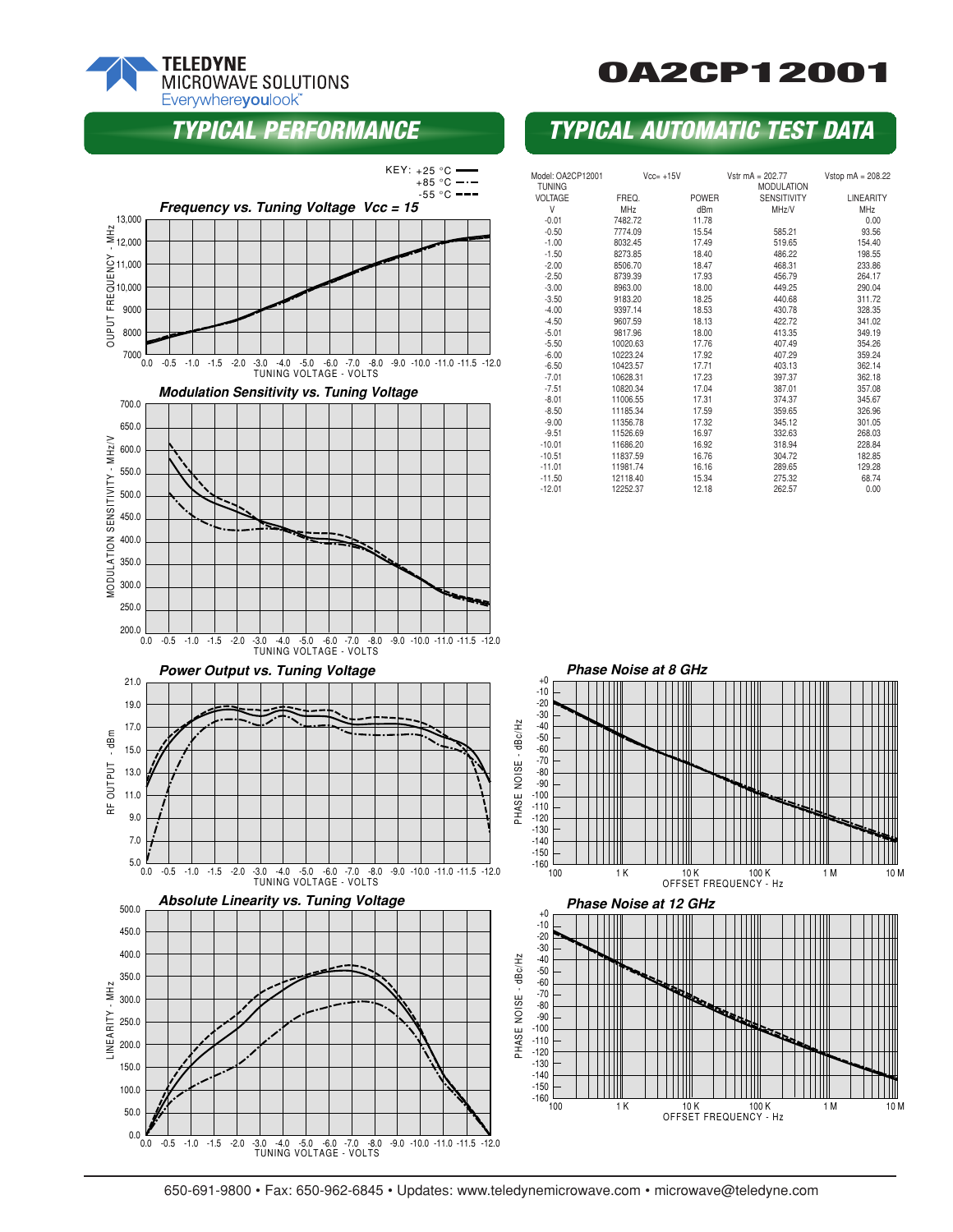# OA2CP12001

## TYPICAL PERFORMANCE

KEY: +25 °C, +85 °C, -55 °C

**Frequency vs. Tuning Voltage Vcc = 15**

OUPUT FREQUENCY - MHz
13,000
12,000
11,000
10,000
9000
8000
7000
0.0 -0.5 -1.0 -1.5 -2.0 -3.0 -4.0 -5.0 -6.0 -7.0 -8.0 -9.0 -10.0 -11.0 -11.5 -12.0
TUNING VOLTAGE - VOLTS

**Modulation Sensitivity vs. Tuning Voltage**

MODULATION SENSITIVITY - MHz/V
700.0
650.0
600.0
550.0
500.0
450.0
400.0
350.0
300.0
250.0
200.0
0.0 -0.5 -1.0 -1.5 -2.0 -3.0 -4.0 -5.0 -6.0 -7.0 -8.0 -9.0 -10.0 -11.0 -11.5 -12.0
TUNING VOLTAGE - VOLTS

**Power Output vs. Tuning Voltage**

RF OUTPUT - dBm
21.0
19.0
17.0
15.0
13.0
11.0
9.0
7.0
5.0
0.0 -0.5 -1.0 -1.5 -2.0 -3.0 -4.0 -5.0 -6.0 -7.0 -8.0 -9.0 -10.0 -11.0 -11.5 -12.0
TUNING VOLTAGE - VOLTS

**Absolute Linearity vs. Tuning Voltage**

LINEARITY - MHz
500.0
450.0
400.0
350.0
300.0
250.0
200.0
150.0
100.0
50.0
0.0
0.0 -0.5 -1.0 -1.5 -2.0 -3.0 -4.0 -5.0 -6.0 -7.0 -8.0 -9.0 -10.0 -11.0 -11.5 -12.0
TUNING VOLTAGE - VOLTS

## TYPICAL AUTOMATIC TEST DATA

Model: OA2CP12001 | Vcc= +15V | Vstr mA = 202.77 | Vstop mA = 208.22

| TUNING VOLTAGE V | FREQ. MHz | POWER dBm | MODULATION SENSITIVITY MHz/V | LINEARITY MHz |
|---|---|---|---|---|
| -0.01 | 7482.72 | 11.78 | | 0.00 |
| -0.50 | 7774.09 | 15.54 | 585.21 | 93.56 |
| -1.00 | 8032.45 | 17.49 | 519.65 | 154.40 |
| -1.50 | 8273.85 | 18.40 | 486.22 | 198.55 |
| -2.00 | 8506.70 | 18.47 | 468.31 | 233.86 |
| -2.50 | 8739.39 | 17.93 | 456.79 | 264.17 |
| -3.00 | 8963.00 | 18.00 | 449.25 | 290.04 |
| -3.50 | 9183.20 | 18.25 | 440.68 | 311.72 |
| -4.00 | 9397.14 | 18.53 | 430.78 | 328.35 |
| -4.50 | 9607.59 | 18.13 | 422.72 | 341.02 |
| -5.01 | 9817.96 | 18.00 | 413.35 | 349.19 |
| -5.50 | 10020.63 | 17.76 | 407.49 | 354.26 |
| -6.00 | 10223.24 | 17.92 | 407.29 | 359.24 |
| -6.50 | 10423.57 | 17.71 | 403.13 | 362.14 |
| -7.01 | 10628.31 | 17.23 | 397.37 | 362.18 |
| -7.51 | 10820.34 | 17.04 | 387.01 | 357.08 |
| -8.01 | 11006.55 | 17.31 | 374.37 | 345.67 |
| -8.50 | 11185.34 | 17.59 | 359.65 | 326.96 |
| -9.00 | 11356.78 | 17.32 | 345.12 | 301.05 |
| -9.51 | 11526.69 | 16.97 | 332.63 | 268.03 |
| -10.01 | 11686.20 | 16.92 | 318.94 | 228.84 |
| -10.51 | 11837.59 | 16.76 | 304.72 | 182.85 |
| -11.01 | 11981.74 | 16.16 | 289.65 | 129.28 |
| -11.50 | 12118.40 | 15.34 | 275.32 | 68.74 |
| -12.01 | 12252.37 | 12.18 | 262.57 | 0.00 |

**Phase Noise at 8 GHz**

PHASE NOISE - dBc/Hz
+0 -10 -20 -30 -40 -50 -60 -70 -80 -90 -100 -110 -120 -130 -140 -150 -160
100 1 K 10 K 100 K 1 M 10 M
OFFSET FREQUENCY - Hz

**Phase Noise at 12 GHz**

PHASE NOISE - dBc/Hz
+0 -10 -20 -30 -40 -50 -60 -70 -80 -90 -100 -110 -120 -130 -140 -150 -160
100 1 K 10 K 100 K 1 M 10 M
OFFSET FREQUENCY - Hz

650-691-9800 • Fax: 650-962-6845 • Updates: www.teledynemicrowave.com • microwave@teledyne.com